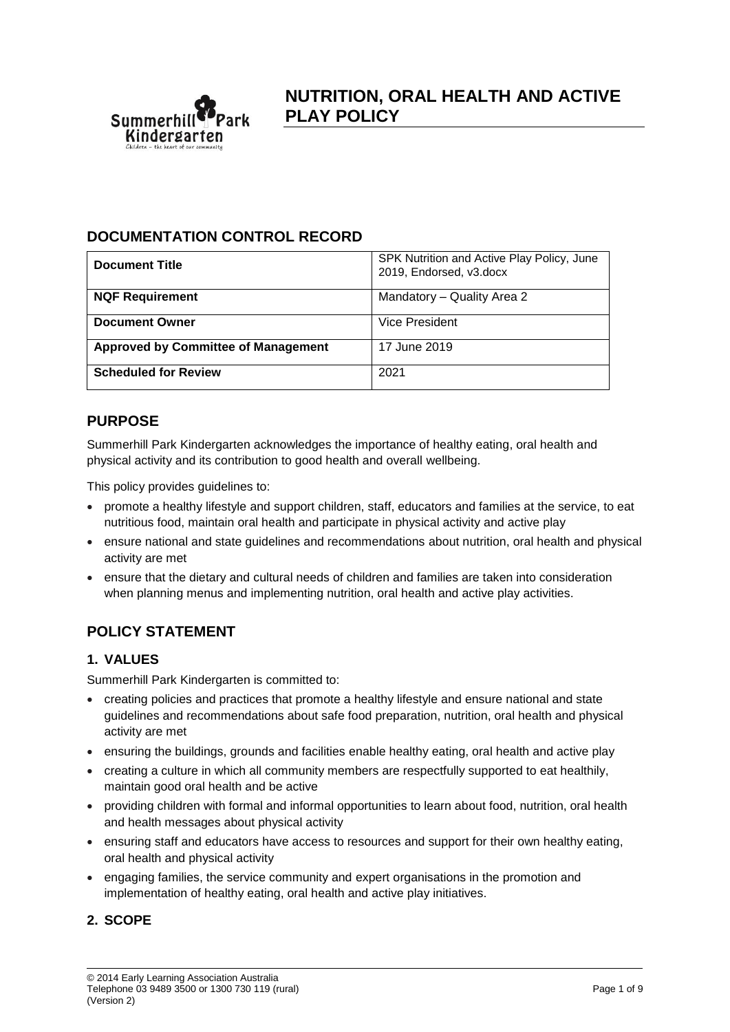# NUTRITION, ORAL HEALTH AND ACTIVE PLAY POLICY

## DOCUMENTATION CONTROL RECORD

| **Document Title** | SPK Nutrition and Active Play Policy, June 2019, Endorsed, v3.docx |
|---|---|
| **NQF Requirement** | Mandatory – Quality Area 2 |
| **Document Owner** | Vice President |
| **Approved by Committee of Management** | 17 June 2019 |
| **Scheduled for Review** | 2021 |

## PURPOSE

Summerhill Park Kindergarten acknowledges the importance of healthy eating, oral health and physical activity and its contribution to good health and overall wellbeing.

This policy provides guidelines to:

- promote a healthy lifestyle and support children, staff, educators and families at the service, to eat nutritious food, maintain oral health and participate in physical activity and active play
- ensure national and state guidelines and recommendations about nutrition, oral health and physical activity are met
- ensure that the dietary and cultural needs of children and families are taken into consideration when planning menus and implementing nutrition, oral health and active play activities.

## POLICY STATEMENT

### 1. VALUES

Summerhill Park Kindergarten is committed to:

- creating policies and practices that promote a healthy lifestyle and ensure national and state guidelines and recommendations about safe food preparation, nutrition, oral health and physical activity are met
- ensuring the buildings, grounds and facilities enable healthy eating, oral health and active play
- creating a culture in which all community members are respectfully supported to eat healthily, maintain good oral health and be active
- providing children with formal and informal opportunities to learn about food, nutrition, oral health and health messages about physical activity
- ensuring staff and educators have access to resources and support for their own healthy eating, oral health and physical activity
- engaging families, the service community and expert organisations in the promotion and implementation of healthy eating, oral health and active play initiatives.

### 2. SCOPE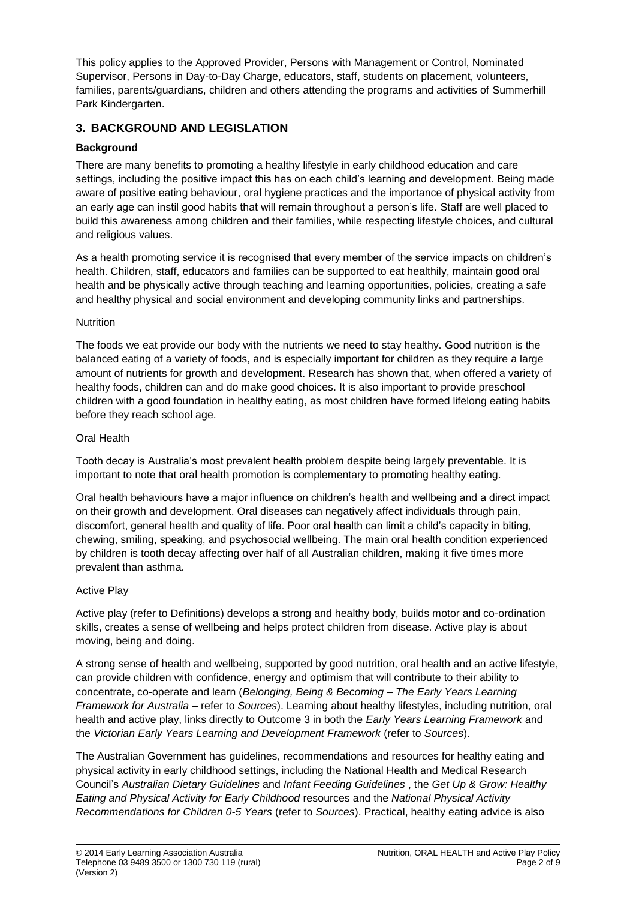This policy applies to the Approved Provider, Persons with Management or Control, Nominated Supervisor, Persons in Day-to-Day Charge, educators, staff, students on placement, volunteers, families, parents/guardians, children and others attending the programs and activities of Summerhill Park Kindergarten.

## 3. BACKGROUND AND LEGISLATION

### Background

There are many benefits to promoting a healthy lifestyle in early childhood education and care settings, including the positive impact this has on each child's learning and development. Being made aware of positive eating behaviour, oral hygiene practices and the importance of physical activity from an early age can instil good habits that will remain throughout a person's life. Staff are well placed to build this awareness among children and their families, while respecting lifestyle choices, and cultural and religious values.

As a health promoting service it is recognised that every member of the service impacts on children's health. Children, staff, educators and families can be supported to eat healthily, maintain good oral health and be physically active through teaching and learning opportunities, policies, creating a safe and healthy physical and social environment and developing community links and partnerships.

Nutrition

The foods we eat provide our body with the nutrients we need to stay healthy. Good nutrition is the balanced eating of a variety of foods, and is especially important for children as they require a large amount of nutrients for growth and development. Research has shown that, when offered a variety of healthy foods, children can and do make good choices. It is also important to provide preschool children with a good foundation in healthy eating, as most children have formed lifelong eating habits before they reach school age.

Oral Health

Tooth decay is Australia's most prevalent health problem despite being largely preventable. It is important to note that oral health promotion is complementary to promoting healthy eating.

Oral health behaviours have a major influence on children's health and wellbeing and a direct impact on their growth and development. Oral diseases can negatively affect individuals through pain, discomfort, general health and quality of life. Poor oral health can limit a child's capacity in biting, chewing, smiling, speaking, and psychosocial wellbeing. The main oral health condition experienced by children is tooth decay affecting over half of all Australian children, making it five times more prevalent than asthma.

Active Play

Active play (refer to Definitions) develops a strong and healthy body, builds motor and co-ordination skills, creates a sense of wellbeing and helps protect children from disease. Active play is about moving, being and doing.

A strong sense of health and wellbeing, supported by good nutrition, oral health and an active lifestyle, can provide children with confidence, energy and optimism that will contribute to their ability to concentrate, co-operate and learn (*Belonging, Being & Becoming – The Early Years Learning Framework for Australia* – refer to *Sources*). Learning about healthy lifestyles, including nutrition, oral health and active play, links directly to Outcome 3 in both the *Early Years Learning Framework* and the *Victorian Early Years Learning and Development Framework* (refer to *Sources*).

The Australian Government has guidelines, recommendations and resources for healthy eating and physical activity in early childhood settings, including the National Health and Medical Research Council's *Australian Dietary Guidelines* and *Infant Feeding Guidelines* , the *Get Up & Grow: Healthy Eating and Physical Activity for Early Childhood* resources and the *National Physical Activity Recommendations for Children 0-5 Years* (refer to *Sources*). Practical, healthy eating advice is also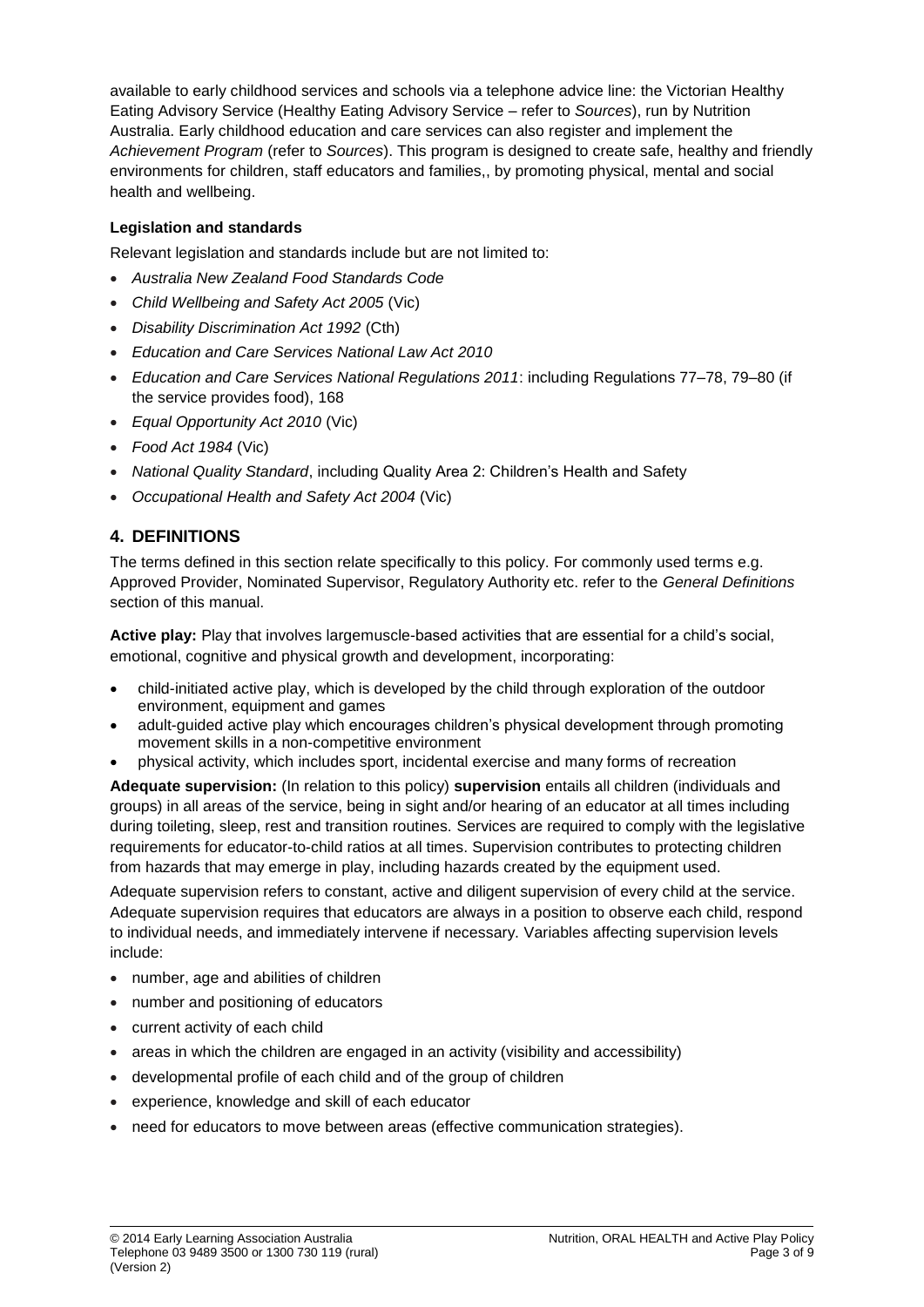available to early childhood services and schools via a telephone advice line: the Victorian Healthy Eating Advisory Service (Healthy Eating Advisory Service – refer to *Sources*), run by Nutrition Australia. Early childhood education and care services can also register and implement the *Achievement Program* (refer to *Sources*). This program is designed to create safe, healthy and friendly environments for children, staff educators and families,, by promoting physical, mental and social health and wellbeing.

**Legislation and standards**

Relevant legislation and standards include but are not limited to:

- *Australia New Zealand Food Standards Code*
- *Child Wellbeing and Safety Act 2005* (Vic)
- *Disability Discrimination Act 1992* (Cth)
- *Education and Care Services National Law Act 2010*
- *Education and Care Services National Regulations 2011*: including Regulations 77–78, 79–80 (if the service provides food), 168
- *Equal Opportunity Act 2010* (Vic)
- *Food Act 1984* (Vic)
- *National Quality Standard*, including Quality Area 2: Children's Health and Safety
- *Occupational Health and Safety Act 2004* (Vic)

## 4. DEFINITIONS

The terms defined in this section relate specifically to this policy. For commonly used terms e.g. Approved Provider, Nominated Supervisor, Regulatory Authority etc. refer to the *General Definitions* section of this manual.

**Active play:** Play that involves largemuscle-based activities that are essential for a child's social, emotional, cognitive and physical growth and development, incorporating:

- child-initiated active play, which is developed by the child through exploration of the outdoor environment, equipment and games
- adult-guided active play which encourages children's physical development through promoting movement skills in a non-competitive environment
- physical activity, which includes sport, incidental exercise and many forms of recreation

**Adequate supervision:** (In relation to this policy) **supervision** entails all children (individuals and groups) in all areas of the service, being in sight and/or hearing of an educator at all times including during toileting, sleep, rest and transition routines. Services are required to comply with the legislative requirements for educator-to-child ratios at all times. Supervision contributes to protecting children from hazards that may emerge in play, including hazards created by the equipment used.

Adequate supervision refers to constant, active and diligent supervision of every child at the service. Adequate supervision requires that educators are always in a position to observe each child, respond to individual needs, and immediately intervene if necessary. Variables affecting supervision levels include:

- number, age and abilities of children
- number and positioning of educators
- current activity of each child
- areas in which the children are engaged in an activity (visibility and accessibility)
- developmental profile of each child and of the group of children
- experience, knowledge and skill of each educator
- need for educators to move between areas (effective communication strategies).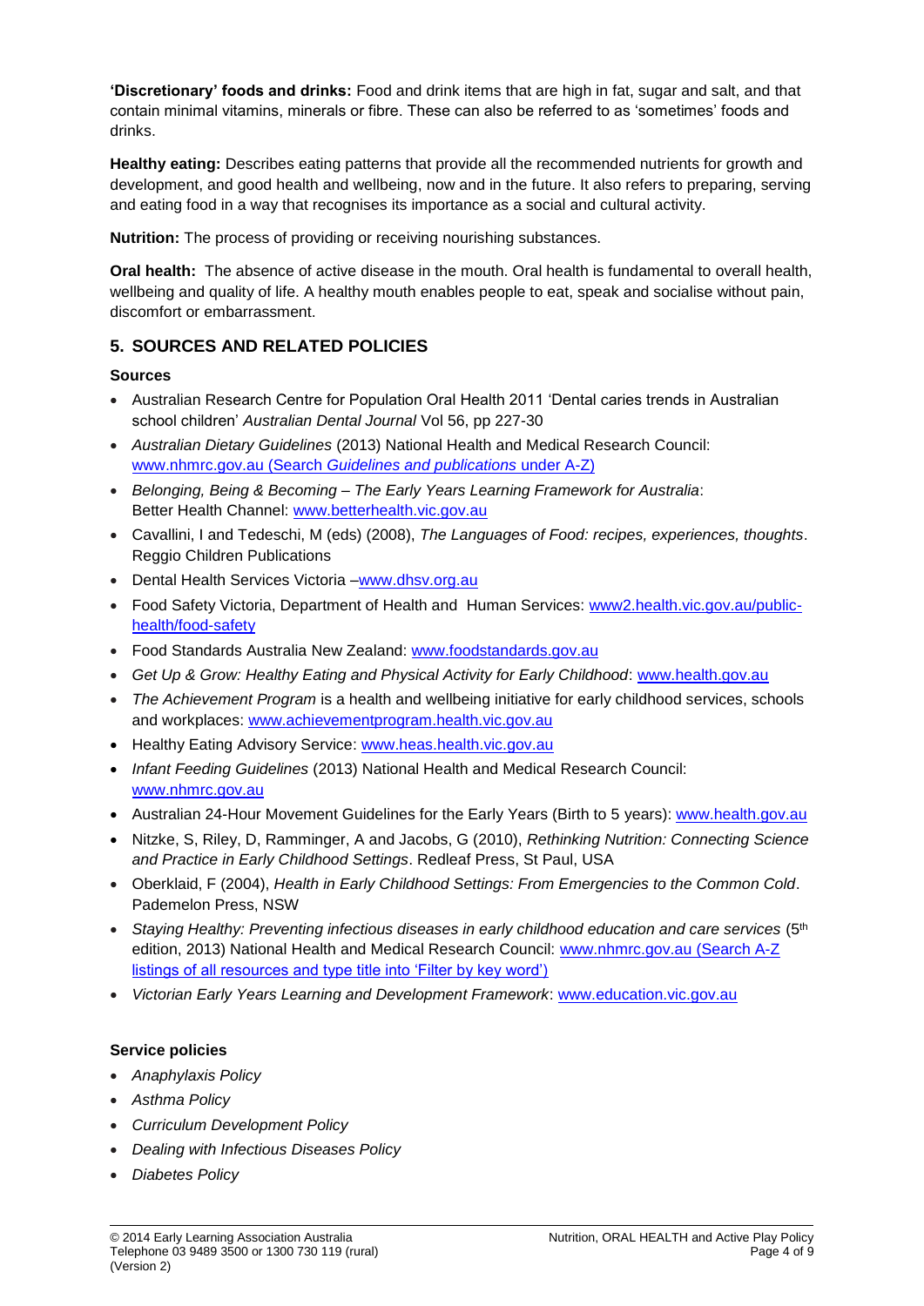**'Discretionary' foods and drinks:** Food and drink items that are high in fat, sugar and salt, and that contain minimal vitamins, minerals or fibre. These can also be referred to as 'sometimes' foods and drinks.

**Healthy eating:** Describes eating patterns that provide all the recommended nutrients for growth and development, and good health and wellbeing, now and in the future. It also refers to preparing, serving and eating food in a way that recognises its importance as a social and cultural activity.

**Nutrition:** The process of providing or receiving nourishing substances.

**Oral health:** The absence of active disease in the mouth. Oral health is fundamental to overall health, wellbeing and quality of life. A healthy mouth enables people to eat, speak and socialise without pain, discomfort or embarrassment.

## 5. SOURCES AND RELATED POLICIES

### Sources

- Australian Research Centre for Population Oral Health 2011 'Dental caries trends in Australian school children' *Australian Dental Journal* Vol 56, pp 227-30
- *Australian Dietary Guidelines* (2013) National Health and Medical Research Council: www.nhmrc.gov.au (Search *Guidelines and publications* under A-Z)
- *Belonging, Being & Becoming – The Early Years Learning Framework for Australia*: Better Health Channel: www.betterhealth.vic.gov.au
- Cavallini, I and Tedeschi, M (eds) (2008), *The Languages of Food: recipes, experiences, thoughts*. Reggio Children Publications
- Dental Health Services Victoria –www.dhsv.org.au
- Food Safety Victoria, Department of Health and Human Services: www2.health.vic.gov.au/public-health/food-safety
- Food Standards Australia New Zealand: www.foodstandards.gov.au
- *Get Up & Grow: Healthy Eating and Physical Activity for Early Childhood*: www.health.gov.au
- *The Achievement Program* is a health and wellbeing initiative for early childhood services, schools and workplaces: www.achievementprogram.health.vic.gov.au
- Healthy Eating Advisory Service: www.heas.health.vic.gov.au
- *Infant Feeding Guidelines* (2013) National Health and Medical Research Council: www.nhmrc.gov.au
- Australian 24-Hour Movement Guidelines for the Early Years (Birth to 5 years): www.health.gov.au
- Nitzke, S, Riley, D, Ramminger, A and Jacobs, G (2010), *Rethinking Nutrition: Connecting Science and Practice in Early Childhood Settings*. Redleaf Press, St Paul, USA
- Oberklaid, F (2004), *Health in Early Childhood Settings: From Emergencies to the Common Cold*. Pademelon Press, NSW
- *Staying Healthy: Preventing infectious diseases in early childhood education and care services* (5th edition, 2013) National Health and Medical Research Council: www.nhmrc.gov.au (Search A-Z listings of all resources and type title into 'Filter by key word')
- *Victorian Early Years Learning and Development Framework*: www.education.vic.gov.au

### Service policies

- *Anaphylaxis Policy*
- *Asthma Policy*
- *Curriculum Development Policy*
- *Dealing with Infectious Diseases Policy*
- *Diabetes Policy*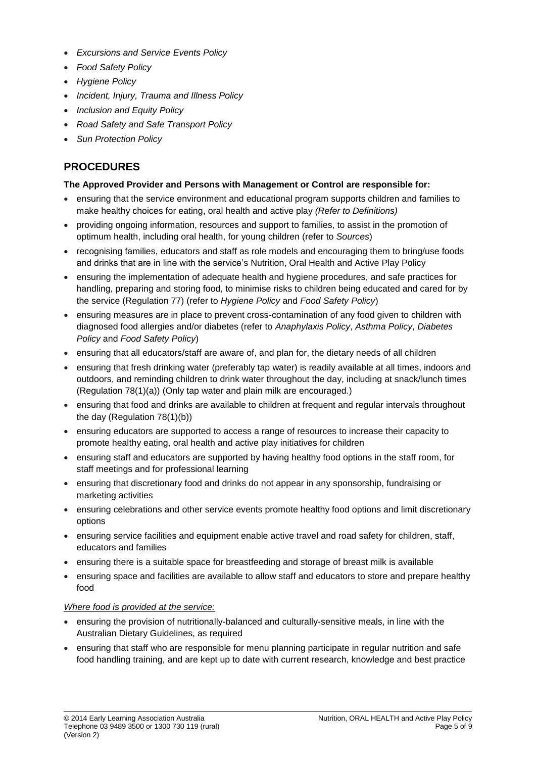- *Excursions and Service Events Policy*
- *Food Safety Policy*
- *Hygiene Policy*
- *Incident, Injury, Trauma and Illness Policy*
- *Inclusion and Equity Policy*
- *Road Safety and Safe Transport Policy*
- *Sun Protection Policy*

## PROCEDURES

**The Approved Provider and Persons with Management or Control are responsible for:**

- ensuring that the service environment and educational program supports children and families to make healthy choices for eating, oral health and active play *(Refer to Definitions)*
- providing ongoing information, resources and support to families, to assist in the promotion of optimum health, including oral health, for young children (refer to *Sources*)
- recognising families, educators and staff as role models and encouraging them to bring/use foods and drinks that are in line with the service's Nutrition, Oral Health and Active Play Policy
- ensuring the implementation of adequate health and hygiene procedures, and safe practices for handling, preparing and storing food, to minimise risks to children being educated and cared for by the service (Regulation 77) (refer to *Hygiene Policy* and *Food Safety Policy*)
- ensuring measures are in place to prevent cross-contamination of any food given to children with diagnosed food allergies and/or diabetes (refer to *Anaphylaxis Policy*, *Asthma Policy*, *Diabetes Policy* and *Food Safety Policy*)
- ensuring that all educators/staff are aware of, and plan for, the dietary needs of all children
- ensuring that fresh drinking water (preferably tap water) is readily available at all times, indoors and outdoors, and reminding children to drink water throughout the day, including at snack/lunch times (Regulation 78(1)(a)) (Only tap water and plain milk are encouraged.)
- ensuring that food and drinks are available to children at frequent and regular intervals throughout the day (Regulation 78(1)(b))
- ensuring educators are supported to access a range of resources to increase their capacity to promote healthy eating, oral health and active play initiatives for children
- ensuring staff and educators are supported by having healthy food options in the staff room, for staff meetings and for professional learning
- ensuring that discretionary food and drinks do not appear in any sponsorship, fundraising or marketing activities
- ensuring celebrations and other service events promote healthy food options and limit discretionary options
- ensuring service facilities and equipment enable active travel and road safety for children, staff, educators and families
- ensuring there is a suitable space for breastfeeding and storage of breast milk is available
- ensuring space and facilities are available to allow staff and educators to store and prepare healthy food

*Where food is provided at the service:*

- ensuring the provision of nutritionally-balanced and culturally-sensitive meals, in line with the Australian Dietary Guidelines, as required
- ensuring that staff who are responsible for menu planning participate in regular nutrition and safe food handling training, and are kept up to date with current research, knowledge and best practice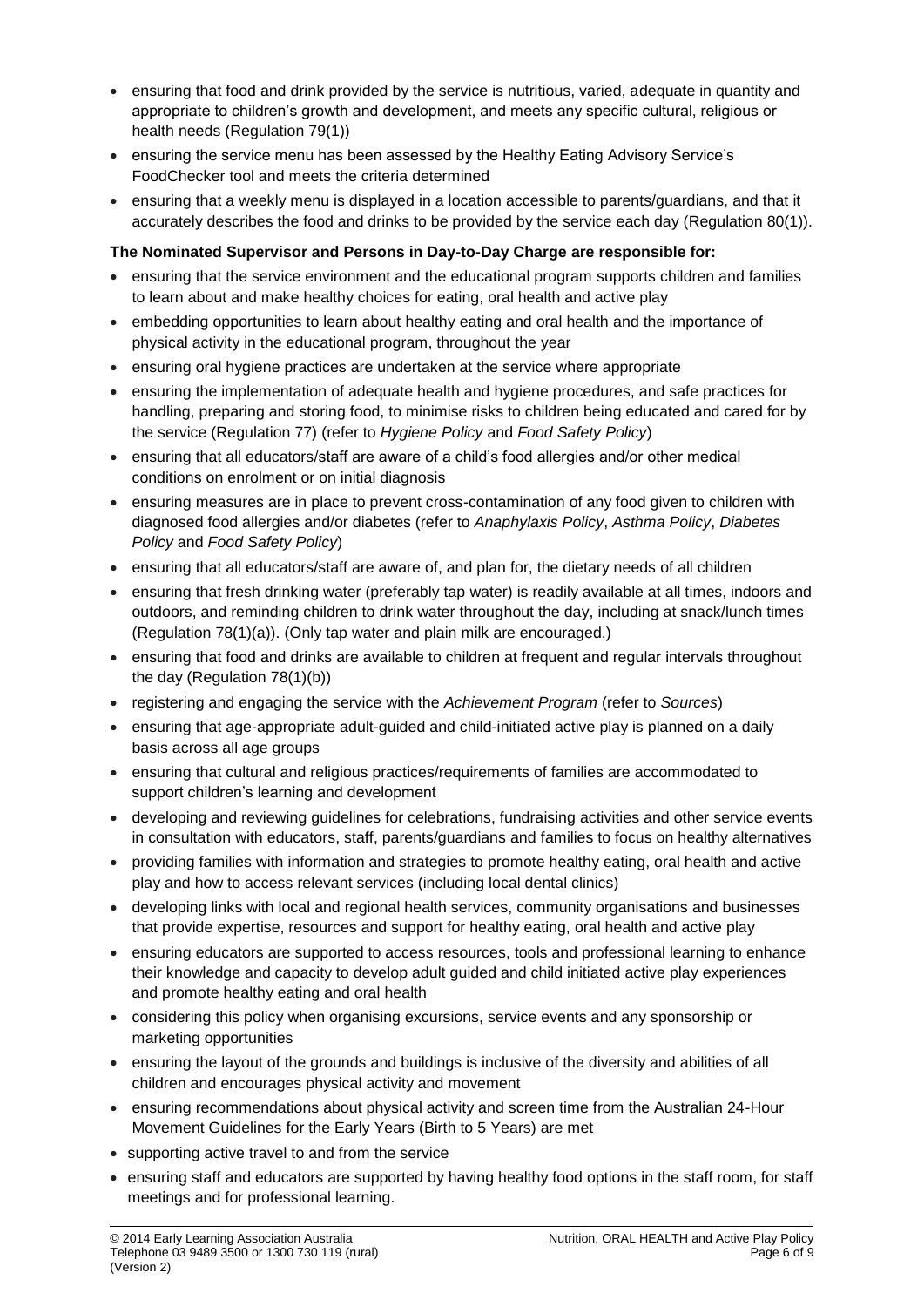- ensuring that food and drink provided by the service is nutritious, varied, adequate in quantity and appropriate to children's growth and development, and meets any specific cultural, religious or health needs (Regulation 79(1))
- ensuring the service menu has been assessed by the Healthy Eating Advisory Service's FoodChecker tool and meets the criteria determined
- ensuring that a weekly menu is displayed in a location accessible to parents/guardians, and that it accurately describes the food and drinks to be provided by the service each day (Regulation 80(1)).

**The Nominated Supervisor and Persons in Day-to-Day Charge are responsible for:**

- ensuring that the service environment and the educational program supports children and families to learn about and make healthy choices for eating, oral health and active play
- embedding opportunities to learn about healthy eating and oral health and the importance of physical activity in the educational program, throughout the year
- ensuring oral hygiene practices are undertaken at the service where appropriate
- ensuring the implementation of adequate health and hygiene procedures, and safe practices for handling, preparing and storing food, to minimise risks to children being educated and cared for by the service (Regulation 77) (refer to *Hygiene Policy* and *Food Safety Policy*)
- ensuring that all educators/staff are aware of a child's food allergies and/or other medical conditions on enrolment or on initial diagnosis
- ensuring measures are in place to prevent cross-contamination of any food given to children with diagnosed food allergies and/or diabetes (refer to *Anaphylaxis Policy*, *Asthma Policy*, *Diabetes Policy* and *Food Safety Policy*)
- ensuring that all educators/staff are aware of, and plan for, the dietary needs of all children
- ensuring that fresh drinking water (preferably tap water) is readily available at all times, indoors and outdoors, and reminding children to drink water throughout the day, including at snack/lunch times (Regulation 78(1)(a)). (Only tap water and plain milk are encouraged.)
- ensuring that food and drinks are available to children at frequent and regular intervals throughout the day (Regulation 78(1)(b))
- registering and engaging the service with the *Achievement Program* (refer to *Sources*)
- ensuring that age-appropriate adult-guided and child-initiated active play is planned on a daily basis across all age groups
- ensuring that cultural and religious practices/requirements of families are accommodated to support children's learning and development
- developing and reviewing guidelines for celebrations, fundraising activities and other service events in consultation with educators, staff, parents/guardians and families to focus on healthy alternatives
- providing families with information and strategies to promote healthy eating, oral health and active play and how to access relevant services (including local dental clinics)
- developing links with local and regional health services, community organisations and businesses that provide expertise, resources and support for healthy eating, oral health and active play
- ensuring educators are supported to access resources, tools and professional learning to enhance their knowledge and capacity to develop adult guided and child initiated active play experiences and promote healthy eating and oral health
- considering this policy when organising excursions, service events and any sponsorship or marketing opportunities
- ensuring the layout of the grounds and buildings is inclusive of the diversity and abilities of all children and encourages physical activity and movement
- ensuring recommendations about physical activity and screen time from the Australian 24-Hour Movement Guidelines for the Early Years (Birth to 5 Years) are met
- supporting active travel to and from the service
- ensuring staff and educators are supported by having healthy food options in the staff room, for staff meetings and for professional learning.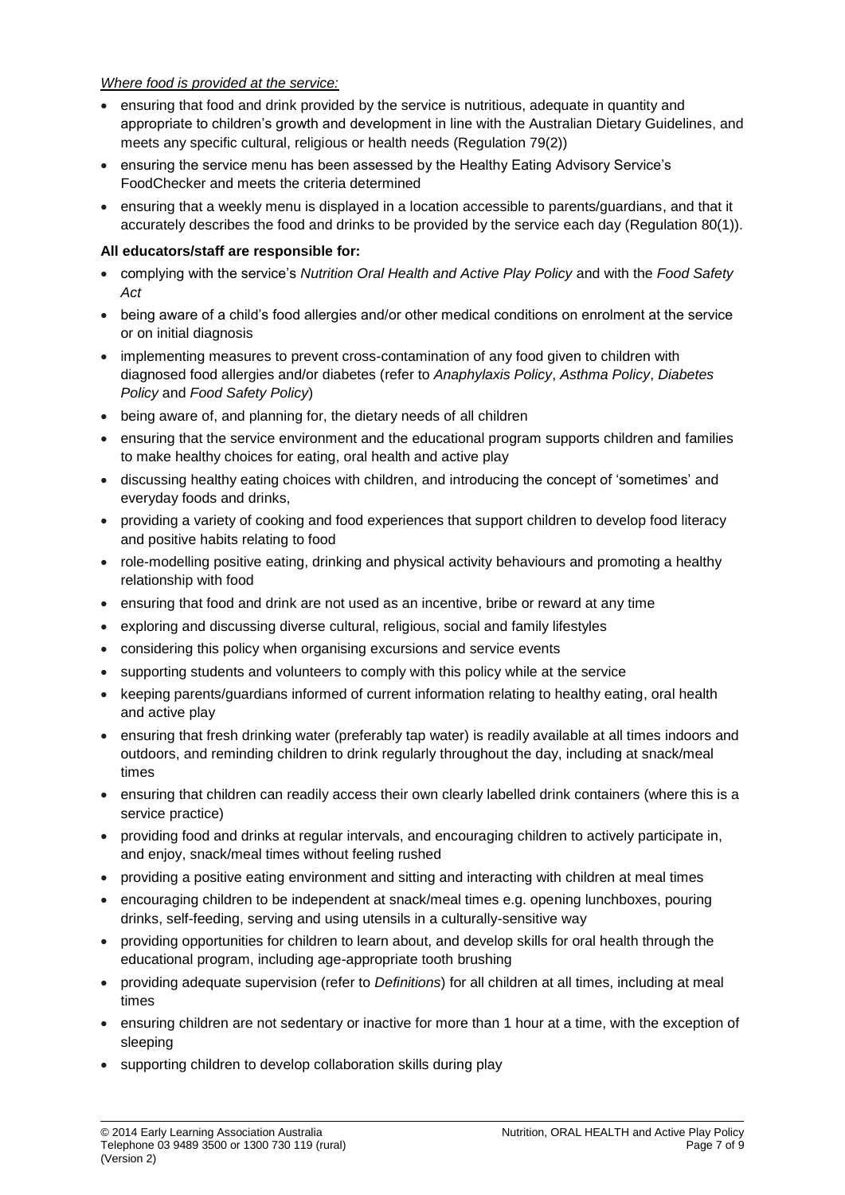*Where food is provided at the service:*

- ensuring that food and drink provided by the service is nutritious, adequate in quantity and appropriate to children's growth and development in line with the Australian Dietary Guidelines, and meets any specific cultural, religious or health needs (Regulation 79(2))
- ensuring the service menu has been assessed by the Healthy Eating Advisory Service's FoodChecker and meets the criteria determined
- ensuring that a weekly menu is displayed in a location accessible to parents/guardians, and that it accurately describes the food and drinks to be provided by the service each day (Regulation 80(1)).

**All educators/staff are responsible for:**

- complying with the service's *Nutrition Oral Health and Active Play Policy* and with the *Food Safety Act*
- being aware of a child's food allergies and/or other medical conditions on enrolment at the service or on initial diagnosis
- implementing measures to prevent cross-contamination of any food given to children with diagnosed food allergies and/or diabetes (refer to *Anaphylaxis Policy*, *Asthma Policy*, *Diabetes Policy* and *Food Safety Policy*)
- being aware of, and planning for, the dietary needs of all children
- ensuring that the service environment and the educational program supports children and families to make healthy choices for eating, oral health and active play
- discussing healthy eating choices with children, and introducing the concept of 'sometimes' and everyday foods and drinks,
- providing a variety of cooking and food experiences that support children to develop food literacy and positive habits relating to food
- role-modelling positive eating, drinking and physical activity behaviours and promoting a healthy relationship with food
- ensuring that food and drink are not used as an incentive, bribe or reward at any time
- exploring and discussing diverse cultural, religious, social and family lifestyles
- considering this policy when organising excursions and service events
- supporting students and volunteers to comply with this policy while at the service
- keeping parents/guardians informed of current information relating to healthy eating, oral health and active play
- ensuring that fresh drinking water (preferably tap water) is readily available at all times indoors and outdoors, and reminding children to drink regularly throughout the day, including at snack/meal times
- ensuring that children can readily access their own clearly labelled drink containers (where this is a service practice)
- providing food and drinks at regular intervals, and encouraging children to actively participate in, and enjoy, snack/meal times without feeling rushed
- providing a positive eating environment and sitting and interacting with children at meal times
- encouraging children to be independent at snack/meal times e.g. opening lunchboxes, pouring drinks, self-feeding, serving and using utensils in a culturally-sensitive way
- providing opportunities for children to learn about, and develop skills for oral health through the educational program, including age-appropriate tooth brushing
- providing adequate supervision (refer to *Definitions*) for all children at all times, including at meal times
- ensuring children are not sedentary or inactive for more than 1 hour at a time, with the exception of sleeping
- supporting children to develop collaboration skills during play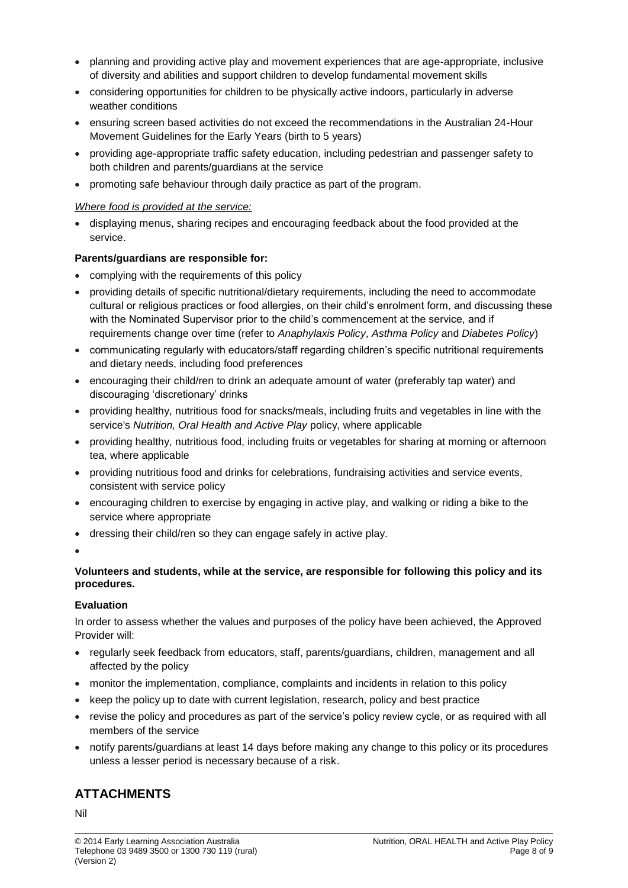- planning and providing active play and movement experiences that are age-appropriate, inclusive of diversity and abilities and support children to develop fundamental movement skills
- considering opportunities for children to be physically active indoors, particularly in adverse weather conditions
- ensuring screen based activities do not exceed the recommendations in the Australian 24-Hour Movement Guidelines for the Early Years (birth to 5 years)
- providing age-appropriate traffic safety education, including pedestrian and passenger safety to both children and parents/guardians at the service
- promoting safe behaviour through daily practice as part of the program.

*Where food is provided at the service:*

- displaying menus, sharing recipes and encouraging feedback about the food provided at the service.

**Parents/guardians are responsible for:**

- complying with the requirements of this policy
- providing details of specific nutritional/dietary requirements, including the need to accommodate cultural or religious practices or food allergies, on their child's enrolment form, and discussing these with the Nominated Supervisor prior to the child's commencement at the service, and if requirements change over time (refer to *Anaphylaxis Policy*, *Asthma Policy* and *Diabetes Policy*)
- communicating regularly with educators/staff regarding children's specific nutritional requirements and dietary needs, including food preferences
- encouraging their child/ren to drink an adequate amount of water (preferably tap water) and discouraging 'discretionary' drinks
- providing healthy, nutritious food for snacks/meals, including fruits and vegetables in line with the service's *Nutrition, Oral Health and Active Play* policy, where applicable
- providing healthy, nutritious food, including fruits or vegetables for sharing at morning or afternoon tea, where applicable
- providing nutritious food and drinks for celebrations, fundraising activities and service events, consistent with service policy
- encouraging children to exercise by engaging in active play, and walking or riding a bike to the service where appropriate
- dressing their child/ren so they can engage safely in active play.

**Volunteers and students, while at the service, are responsible for following this policy and its procedures.**

**Evaluation**

In order to assess whether the values and purposes of the policy have been achieved, the Approved Provider will:

- regularly seek feedback from educators, staff, parents/guardians, children, management and all affected by the policy
- monitor the implementation, compliance, complaints and incidents in relation to this policy
- keep the policy up to date with current legislation, research, policy and best practice
- revise the policy and procedures as part of the service's policy review cycle, or as required with all members of the service
- notify parents/guardians at least 14 days before making any change to this policy or its procedures unless a lesser period is necessary because of a risk.

## ATTACHMENTS

Nil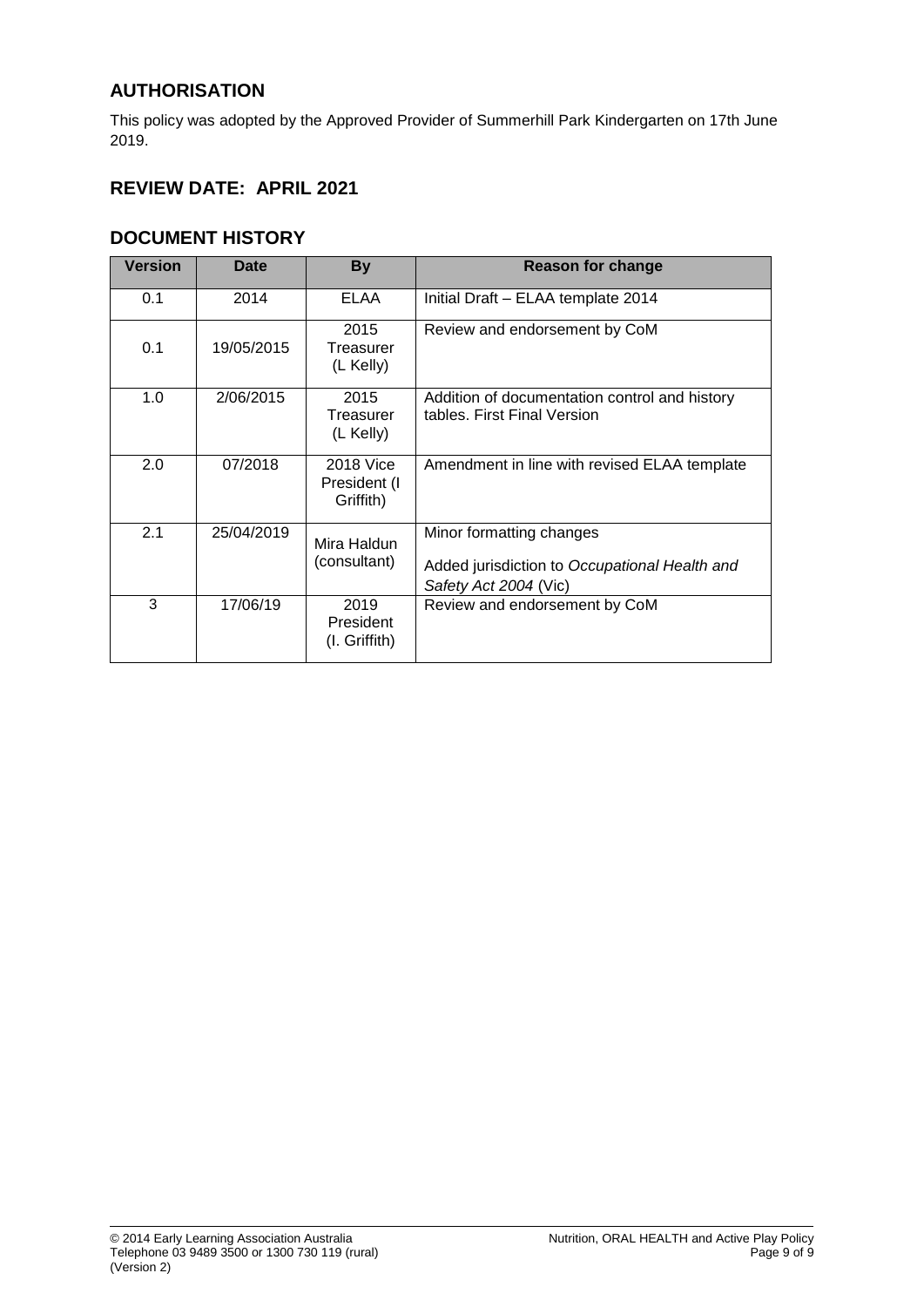## AUTHORISATION

This policy was adopted by the Approved Provider of Summerhill Park Kindergarten on 17th June 2019.

## REVIEW DATE: APRIL 2021

## DOCUMENT HISTORY

| Version | Date | By | Reason for change |
|---|---|---|---|
| 0.1 | 2014 | ELAA | Initial Draft – ELAA template 2014 |
| 0.1 | 19/05/2015 | 2015 Treasurer (L Kelly) | Review and endorsement by CoM |
| 1.0 | 2/06/2015 | 2015 Treasurer (L Kelly) | Addition of documentation control and history tables. First Final Version |
| 2.0 | 07/2018 | 2018 Vice President (I Griffith) | Amendment in line with revised ELAA template |
| 2.1 | 25/04/2019 | Mira Haldun (consultant) | Minor formatting changes<br><br>Added jurisdiction to *Occupational Health and Safety Act 2004* (Vic) |
| 3 | 17/06/19 | 2019 President (I. Griffith) | Review and endorsement by CoM |